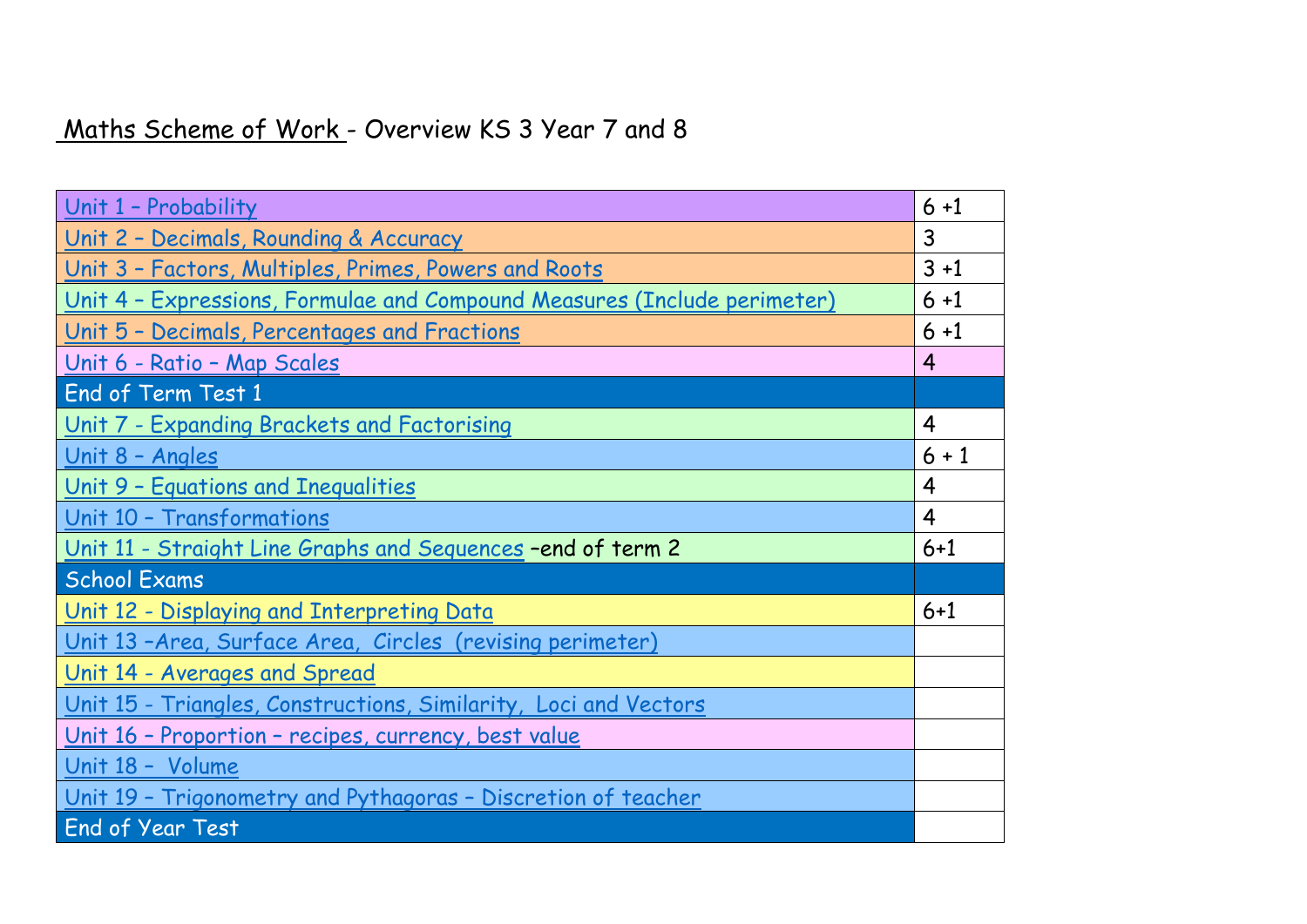# Maths Scheme of Work - Overview KS 3 Year 7 and 8

| | |
|---|---|
| Unit 1 – Probability | 6 +1 |
| Unit 2 – Decimals, Rounding & Accuracy | 3 |
| Unit 3 – Factors, Multiples, Primes, Powers and Roots | 3 +1 |
| Unit 4 – Expressions, Formulae and Compound Measures (Include perimeter) | 6 +1 |
| Unit 5 – Decimals, Percentages and Fractions | 6 +1 |
| Unit 6 - Ratio – Map Scales | 4 |
| End of Term Test 1 | |
| Unit 7 - Expanding Brackets and Factorising | 4 |
| Unit 8 – Angles | 6 + 1 |
| Unit 9 – Equations and Inequalities | 4 |
| Unit 10 – Transformations | 4 |
| Unit 11 - Straight Line Graphs and Sequences –end of term 2 | 6+1 |
| School Exams | |
| Unit 12 - Displaying and Interpreting Data | 6+1 |
| Unit 13 –Area, Surface Area, Circles (revising perimeter) | |
| Unit 14 - Averages and Spread | |
| Unit 15 - Triangles, Constructions, Similarity, Loci and Vectors | |
| Unit 16 – Proportion – recipes, currency, best value | |
| Unit 18 – Volume | |
| Unit 19 – Trigonometry and Pythagoras – Discretion of teacher | |
| End of Year Test | |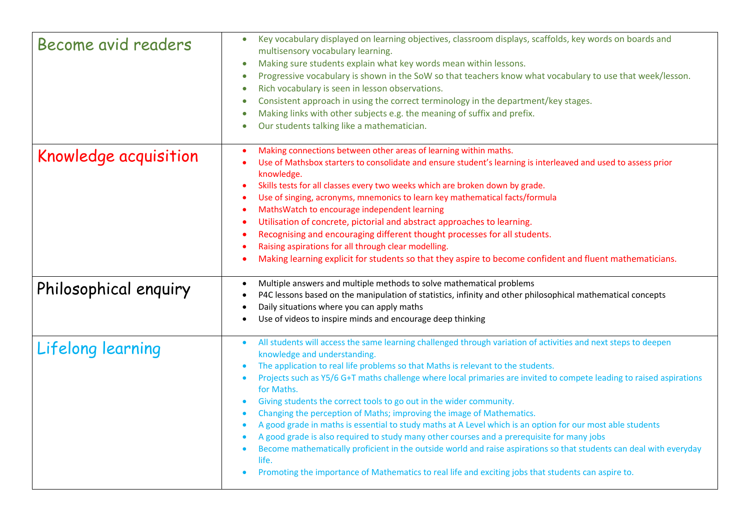| | |
|---|---|
| Become avid readers | • Key vocabulary displayed on learning objectives, classroom displays, scaffolds, key words on boards and multisensory vocabulary learning.<br>• Making sure students explain what key words mean within lessons.<br>• Progressive vocabulary is shown in the SoW so that teachers know what vocabulary to use that week/lesson.<br>• Rich vocabulary is seen in lesson observations.<br>• Consistent approach in using the correct terminology in the department/key stages.<br>• Making links with other subjects e.g. the meaning of suffix and prefix.<br>• Our students talking like a mathematician. |
| Knowledge acquisition | • Making connections between other areas of learning within maths.<br>• Use of Mathsbox starters to consolidate and ensure student's learning is interleaved and used to assess prior knowledge.<br>• Skills tests for all classes every two weeks which are broken down by grade.<br>• Use of singing, acronyms, mnemonics to learn key mathematical facts/formula<br>• MathsWatch to encourage independent learning<br>• Utilisation of concrete, pictorial and abstract approaches to learning.<br>• Recognising and encouraging different thought processes for all students.<br>• Raising aspirations for all through clear modelling.<br>• Making learning explicit for students so that they aspire to become confident and fluent mathematicians. |
| Philosophical enquiry | • Multiple answers and multiple methods to solve mathematical problems<br>• P4C lessons based on the manipulation of statistics, infinity and other philosophical mathematical concepts<br>• Daily situations where you can apply maths<br>• Use of videos to inspire minds and encourage deep thinking |
| Lifelong learning | • All students will access the same learning challenged through variation of activities and next steps to deepen knowledge and understanding.<br>• The application to real life problems so that Maths is relevant to the students.<br>• Projects such as Y5/6 G+T maths challenge where local primaries are invited to compete leading to raised aspirations for Maths.<br>• Giving students the correct tools to go out in the wider community.<br>• Changing the perception of Maths; improving the image of Mathematics.<br>• A good grade in maths is essential to study maths at A Level which is an option for our most able students<br>• A good grade is also required to study many other courses and a prerequisite for many jobs<br>• Become mathematically proficient in the outside world and raise aspirations so that students can deal with everyday life.<br>• Promoting the importance of Mathematics to real life and exciting jobs that students can aspire to. |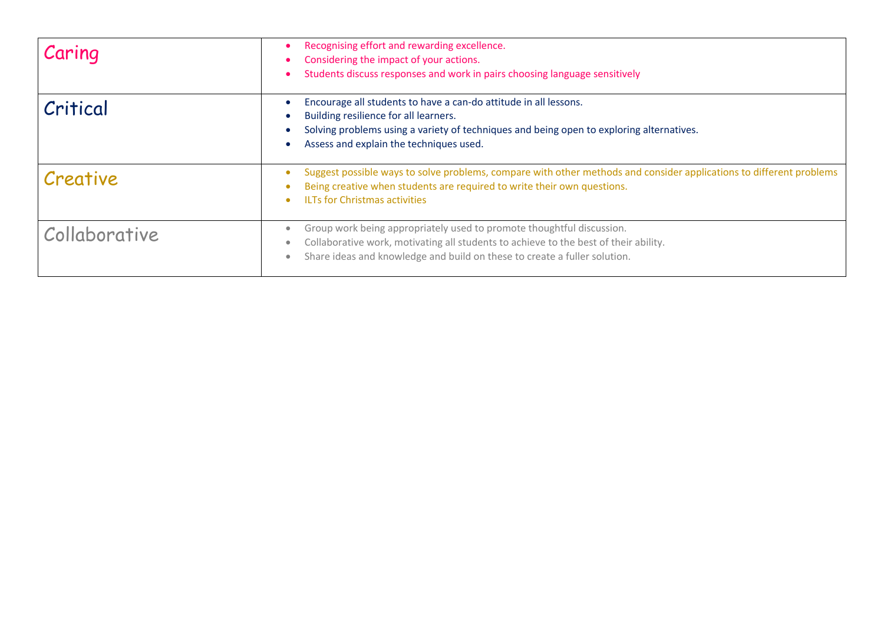| | |
|---|---|
| Caring | • Recognising effort and rewarding excellence.<br>• Considering the impact of your actions.<br>• Students discuss responses and work in pairs choosing language sensitively |
| Critical | • Encourage all students to have a can-do attitude in all lessons.<br>• Building resilience for all learners.<br>• Solving problems using a variety of techniques and being open to exploring alternatives.<br>• Assess and explain the techniques used. |
| Creative | • Suggest possible ways to solve problems, compare with other methods and consider applications to different problems<br>• Being creative when students are required to write their own questions.<br>• ILTs for Christmas activities |
| Collaborative | • Group work being appropriately used to promote thoughtful discussion.<br>• Collaborative work, motivating all students to achieve to the best of their ability.<br>• Share ideas and knowledge and build on these to create a fuller solution. |